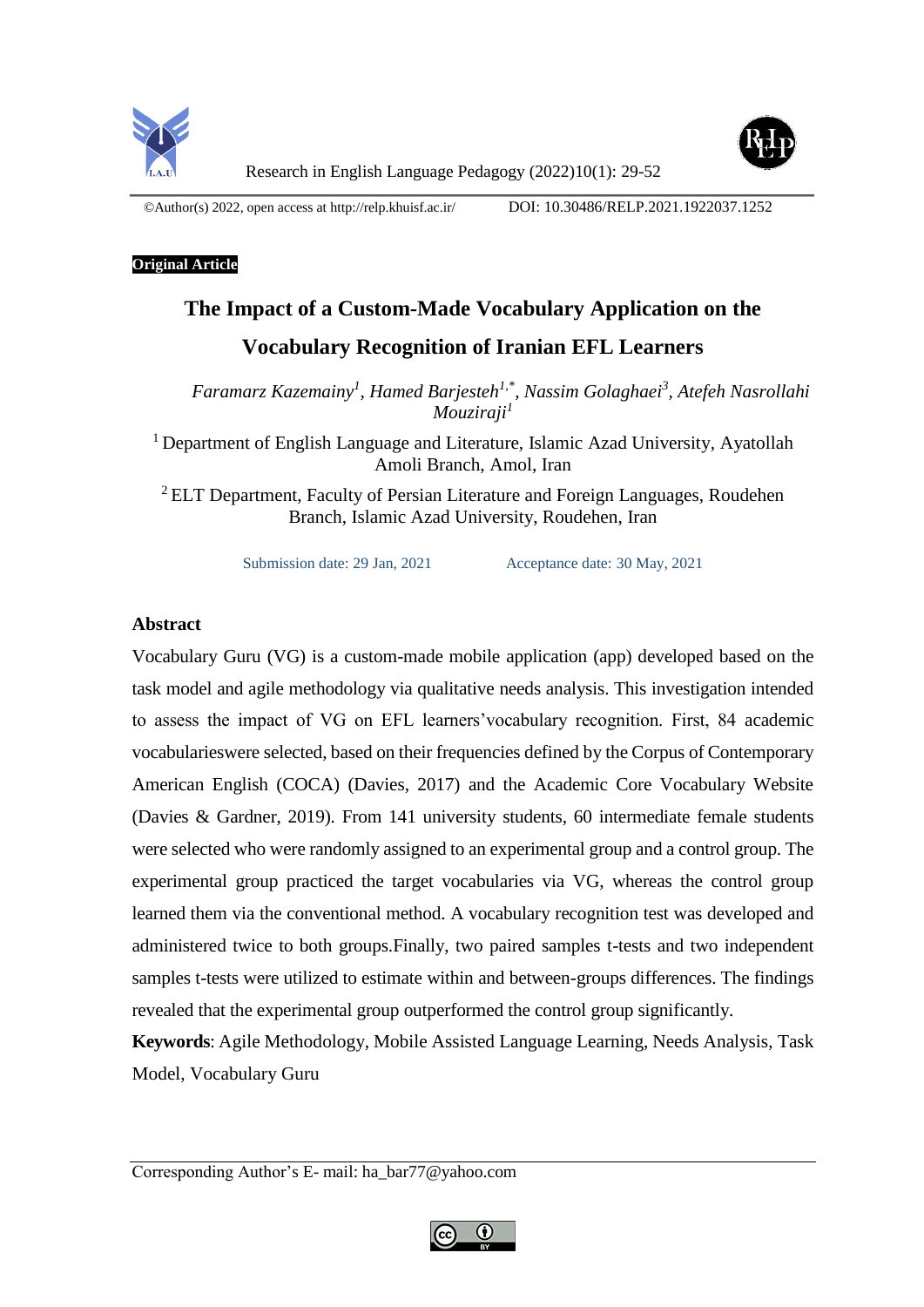©Author(s) 2022, open access at http://relp.khuisf.ac.ir/ DOI: 10.30486/RELP.2021.1922037.1252

**Original Article**

# The Impact of a Custom-Made Vocabulary Application on the Vocabulary Recognition of Iranian EFL Learners

*Faramarz Kazemainy*[1], *Hamed Barjesteh*[1,*], *Nassim Golaghaei*[3], *Atefeh Nasrollahi Mouziraji*[1]

[1] Department of English Language and Literature, Islamic Azad University, Ayatollah Amoli Branch, Amol, Iran

[2] ELT Department, Faculty of Persian Literature and Foreign Languages, Roudehen Branch, Islamic Azad University, Roudehen, Iran

Submission date: 29 Jan, 2021 Acceptance date: 30 May, 2021

## Abstract

Vocabulary Guru (VG) is a custom-made mobile application (app) developed based on the task model and agile methodology via qualitative needs analysis. This investigation intended to assess the impact of VG on EFL learners'vocabulary recognition. First, 84 academic vocabularieswere selected, based on their frequencies defined by the Corpus of Contemporary American English (COCA) (Davies, 2017) and the Academic Core Vocabulary Website (Davies & Gardner, 2019). From 141 university students, 60 intermediate female students were selected who were randomly assigned to an experimental group and a control group. The experimental group practiced the target vocabularies via VG, whereas the control group learned them via the conventional method. A vocabulary recognition test was developed and administered twice to both groups.Finally, two paired samples t-tests and two independent samples t-tests were utilized to estimate within and between-groups differences. The findings revealed that the experimental group outperformed the control group significantly.

**Keywords**: Agile Methodology, Mobile Assisted Language Learning, Needs Analysis, Task Model, Vocabulary Guru

Corresponding Author's E- mail: ha_bar77@yahoo.com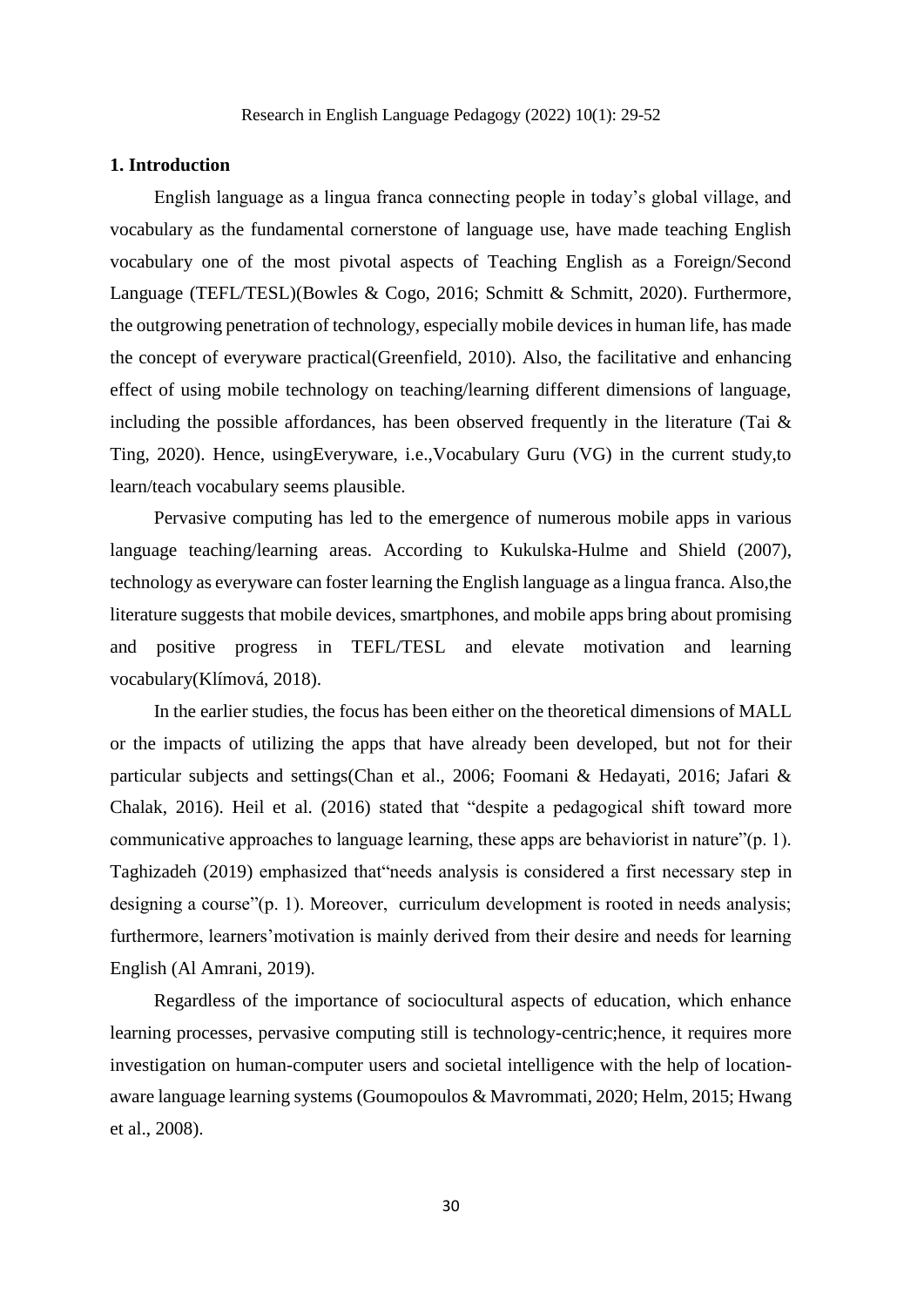## 1. Introduction

English language as a lingua franca connecting people in today's global village, and vocabulary as the fundamental cornerstone of language use, have made teaching English vocabulary one of the most pivotal aspects of Teaching English as a Foreign/Second Language (TEFL/TESL)(Bowles & Cogo, 2016; Schmitt & Schmitt, 2020). Furthermore, the outgrowing penetration of technology, especially mobile devices in human life, has made the concept of everyware practical(Greenfield, 2010). Also, the facilitative and enhancing effect of using mobile technology on teaching/learning different dimensions of language, including the possible affordances, has been observed frequently in the literature (Tai & Ting, 2020). Hence, usingEveryware, i.e.,Vocabulary Guru (VG) in the current study,to learn/teach vocabulary seems plausible.

Pervasive computing has led to the emergence of numerous mobile apps in various language teaching/learning areas. According to Kukulska-Hulme and Shield (2007), technology as everyware can foster learning the English language as a lingua franca. Also,the literature suggests that mobile devices, smartphones, and mobile apps bring about promising and positive progress in TEFL/TESL and elevate motivation and learning vocabulary(Klímová, 2018).

In the earlier studies, the focus has been either on the theoretical dimensions of MALL or the impacts of utilizing the apps that have already been developed, but not for their particular subjects and settings(Chan et al., 2006; Foomani & Hedayati, 2016; Jafari & Chalak, 2016). Heil et al. (2016) stated that "despite a pedagogical shift toward more communicative approaches to language learning, these apps are behaviorist in nature"(p. 1). Taghizadeh (2019) emphasized that"needs analysis is considered a first necessary step in designing a course"(p. 1). Moreover, curriculum development is rooted in needs analysis; furthermore, learners'motivation is mainly derived from their desire and needs for learning English (Al Amrani, 2019).

Regardless of the importance of sociocultural aspects of education, which enhance learning processes, pervasive computing still is technology-centric;hence, it requires more investigation on human-computer users and societal intelligence with the help of location-aware language learning systems (Goumopoulos & Mavrommati, 2020; Helm, 2015; Hwang et al., 2008).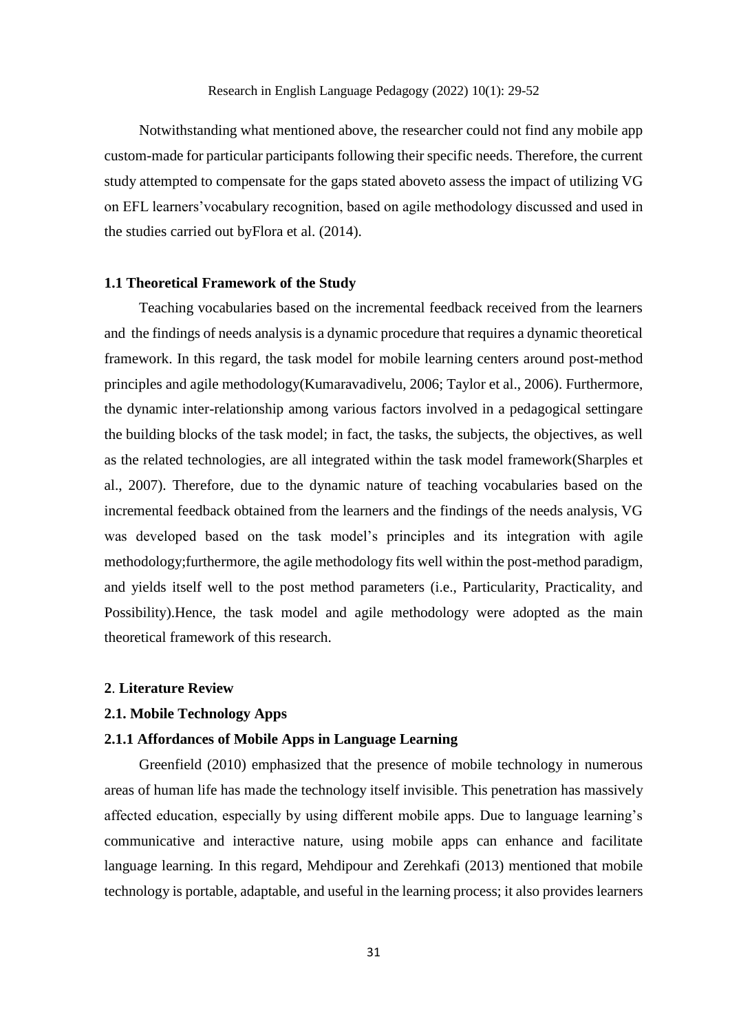Notwithstanding what mentioned above, the researcher could not find any mobile app custom-made for particular participants following their specific needs. Therefore, the current study attempted to compensate for the gaps stated aboveto assess the impact of utilizing VG on EFL learners'vocabulary recognition, based on agile methodology discussed and used in the studies carried out byFlora et al. (2014).

### 1.1 Theoretical Framework of the Study

Teaching vocabularies based on the incremental feedback received from the learners and the findings of needs analysis is a dynamic procedure that requires a dynamic theoretical framework. In this regard, the task model for mobile learning centers around post-method principles and agile methodology(Kumaravadivelu, 2006; Taylor et al., 2006). Furthermore, the dynamic inter-relationship among various factors involved in a pedagogical settingare the building blocks of the task model; in fact, the tasks, the subjects, the objectives, as well as the related technologies, are all integrated within the task model framework(Sharples et al., 2007). Therefore, due to the dynamic nature of teaching vocabularies based on the incremental feedback obtained from the learners and the findings of the needs analysis, VG was developed based on the task model's principles and its integration with agile methodology;furthermore, the agile methodology fits well within the post-method paradigm, and yields itself well to the post method parameters (i.e., Particularity, Practicality, and Possibility).Hence, the task model and agile methodology were adopted as the main theoretical framework of this research.

## 2. Literature Review

### 2.1. Mobile Technology Apps

#### 2.1.1 Affordances of Mobile Apps in Language Learning

Greenfield (2010) emphasized that the presence of mobile technology in numerous areas of human life has made the technology itself invisible. This penetration has massively affected education, especially by using different mobile apps. Due to language learning's communicative and interactive nature, using mobile apps can enhance and facilitate language learning. In this regard, Mehdipour and Zerehkafi (2013) mentioned that mobile technology is portable, adaptable, and useful in the learning process; it also provides learners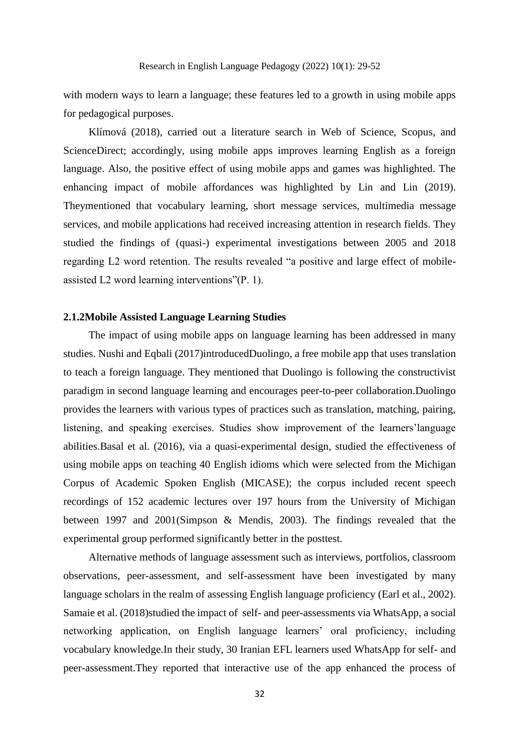with modern ways to learn a language; these features led to a growth in using mobile apps for pedagogical purposes.

Klímová (2018), carried out a literature search in Web of Science, Scopus, and ScienceDirect; accordingly, using mobile apps improves learning English as a foreign language. Also, the positive effect of using mobile apps and games was highlighted. The enhancing impact of mobile affordances was highlighted by Lin and Lin (2019). Theymentioned that vocabulary learning, short message services, multimedia message services, and mobile applications had received increasing attention in research fields. They studied the findings of (quasi-) experimental investigations between 2005 and 2018 regarding L2 word retention. The results revealed "a positive and large effect of mobile-assisted L2 word learning interventions"(P. 1).

### 2.1.2Mobile Assisted Language Learning Studies

The impact of using mobile apps on language learning has been addressed in many studies. Nushi and Eqbali (2017)introducedDuolingo, a free mobile app that uses translation to teach a foreign language. They mentioned that Duolingo is following the constructivist paradigm in second language learning and encourages peer-to-peer collaboration.Duolingo provides the learners with various types of practices such as translation, matching, pairing, listening, and speaking exercises. Studies show improvement of the learners'language abilities.Basal et al. (2016), via a quasi-experimental design, studied the effectiveness of using mobile apps on teaching 40 English idioms which were selected from the Michigan Corpus of Academic Spoken English (MICASE); the corpus included recent speech recordings of 152 academic lectures over 197 hours from the University of Michigan between 1997 and 2001(Simpson & Mendis, 2003). The findings revealed that the experimental group performed significantly better in the posttest.

Alternative methods of language assessment such as interviews, portfolios, classroom observations, peer-assessment, and self-assessment have been investigated by many language scholars in the realm of assessing English language proficiency (Earl et al., 2002). Samaie et al. (2018)studied the impact of self- and peer-assessments via WhatsApp, a social networking application, on English language learners' oral proficiency, including vocabulary knowledge.In their study, 30 Iranian EFL learners used WhatsApp for self- and peer-assessment.They reported that interactive use of the app enhanced the process of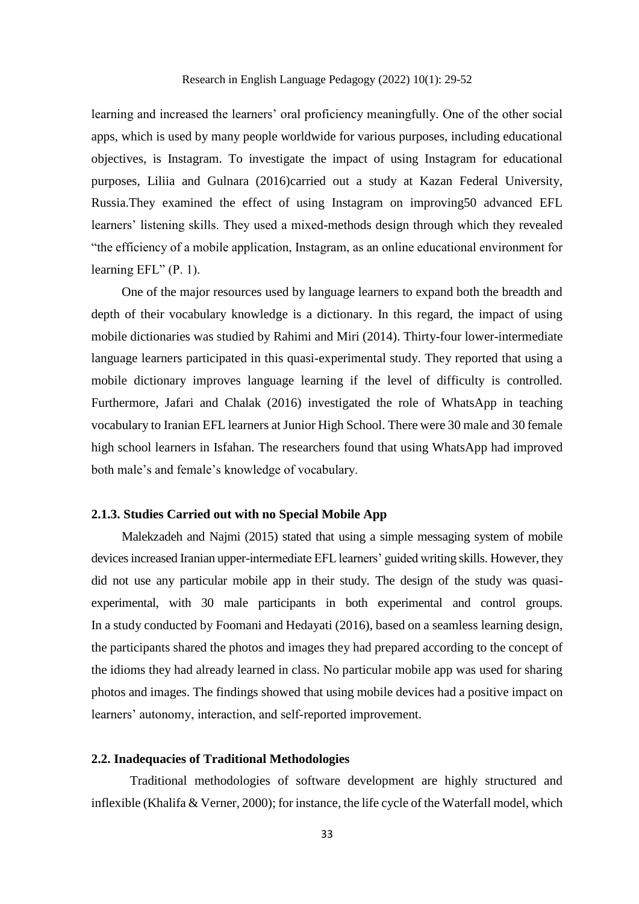learning and increased the learners' oral proficiency meaningfully. One of the other social apps, which is used by many people worldwide for various purposes, including educational objectives, is Instagram. To investigate the impact of using Instagram for educational purposes, Liliia and Gulnara (2016)carried out a study at Kazan Federal University, Russia.They examined the effect of using Instagram on improving50 advanced EFL learners' listening skills. They used a mixed-methods design through which they revealed "the efficiency of a mobile application, Instagram, as an online educational environment for learning EFL" (P. 1).

One of the major resources used by language learners to expand both the breadth and depth of their vocabulary knowledge is a dictionary. In this regard, the impact of using mobile dictionaries was studied by Rahimi and Miri (2014). Thirty-four lower-intermediate language learners participated in this quasi-experimental study. They reported that using a mobile dictionary improves language learning if the level of difficulty is controlled. Furthermore, Jafari and Chalak (2016) investigated the role of WhatsApp in teaching vocabulary to Iranian EFL learners at Junior High School. There were 30 male and 30 female high school learners in Isfahan. The researchers found that using WhatsApp had improved both male's and female's knowledge of vocabulary.

### 2.1.3. Studies Carried out with no Special Mobile App

Malekzadeh and Najmi (2015) stated that using a simple messaging system of mobile devices increased Iranian upper-intermediate EFL learners' guided writing skills. However, they did not use any particular mobile app in their study. The design of the study was quasi-experimental, with 30 male participants in both experimental and control groups. In a study conducted by Foomani and Hedayati (2016), based on a seamless learning design, the participants shared the photos and images they had prepared according to the concept of the idioms they had already learned in class. No particular mobile app was used for sharing photos and images. The findings showed that using mobile devices had a positive impact on learners' autonomy, interaction, and self-reported improvement.

## 2.2. Inadequacies of Traditional Methodologies

Traditional methodologies of software development are highly structured and inflexible (Khalifa & Verner, 2000); for instance, the life cycle of the Waterfall model, which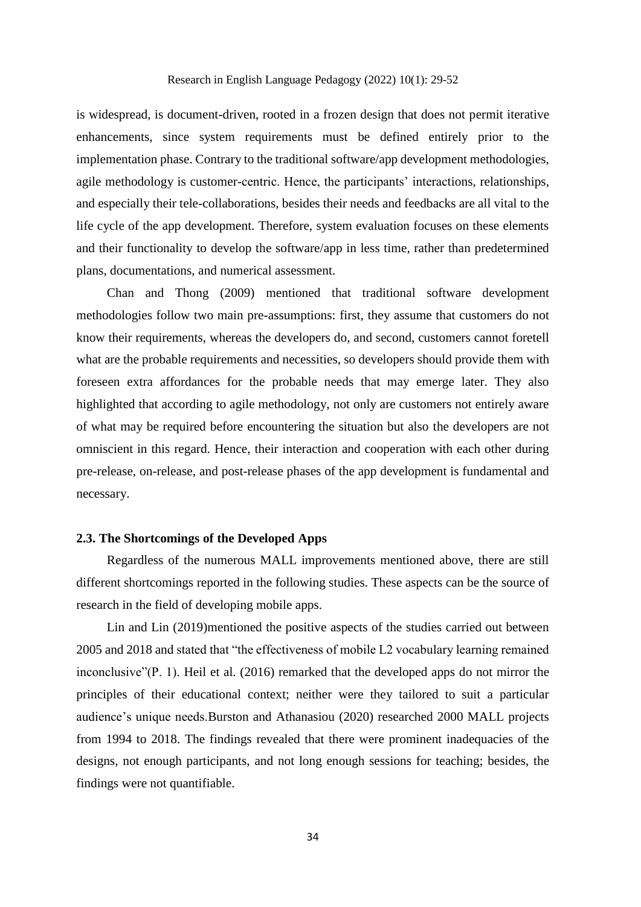is widespread, is document-driven, rooted in a frozen design that does not permit iterative enhancements, since system requirements must be defined entirely prior to the implementation phase. Contrary to the traditional software/app development methodologies, agile methodology is customer-centric. Hence, the participants' interactions, relationships, and especially their tele-collaborations, besides their needs and feedbacks are all vital to the life cycle of the app development. Therefore, system evaluation focuses on these elements and their functionality to develop the software/app in less time, rather than predetermined plans, documentations, and numerical assessment.

Chan and Thong (2009) mentioned that traditional software development methodologies follow two main pre-assumptions: first, they assume that customers do not know their requirements, whereas the developers do, and second, customers cannot foretell what are the probable requirements and necessities, so developers should provide them with foreseen extra affordances for the probable needs that may emerge later. They also highlighted that according to agile methodology, not only are customers not entirely aware of what may be required before encountering the situation but also the developers are not omniscient in this regard. Hence, their interaction and cooperation with each other during pre-release, on-release, and post-release phases of the app development is fundamental and necessary.

### 2.3. The Shortcomings of the Developed Apps

Regardless of the numerous MALL improvements mentioned above, there are still different shortcomings reported in the following studies. These aspects can be the source of research in the field of developing mobile apps.

Lin and Lin (2019)mentioned the positive aspects of the studies carried out between 2005 and 2018 and stated that "the effectiveness of mobile L2 vocabulary learning remained inconclusive"(P. 1). Heil et al. (2016) remarked that the developed apps do not mirror the principles of their educational context; neither were they tailored to suit a particular audience's unique needs.Burston and Athanasiou (2020) researched 2000 MALL projects from 1994 to 2018. The findings revealed that there were prominent inadequacies of the designs, not enough participants, and not long enough sessions for teaching; besides, the findings were not quantifiable.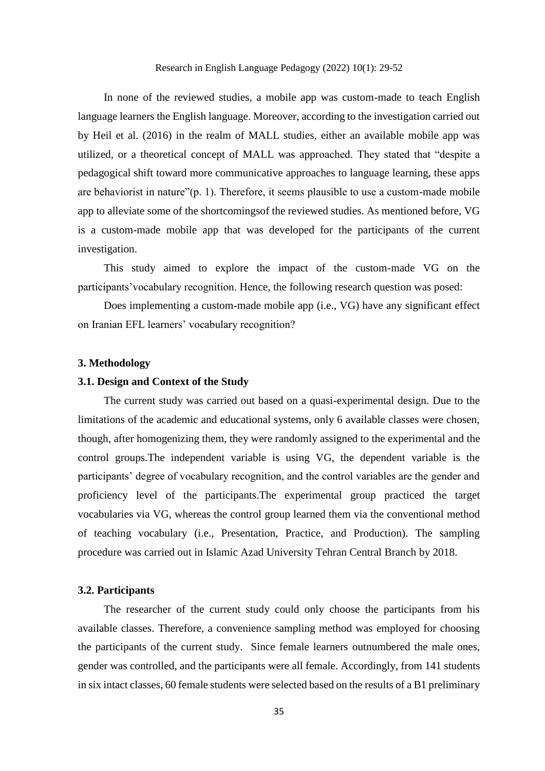In none of the reviewed studies, a mobile app was custom-made to teach English language learners the English language. Moreover, according to the investigation carried out by Heil et al. (2016) in the realm of MALL studies, either an available mobile app was utilized, or a theoretical concept of MALL was approached. They stated that "despite a pedagogical shift toward more communicative approaches to language learning, these apps are behaviorist in nature"(p. 1). Therefore, it seems plausible to use a custom-made mobile app to alleviate some of the shortcomingsof the reviewed studies. As mentioned before, VG is a custom-made mobile app that was developed for the participants of the current investigation.

This study aimed to explore the impact of the custom-made VG on the participants'vocabulary recognition. Hence, the following research question was posed:

Does implementing a custom-made mobile app (i.e., VG) have any significant effect on Iranian EFL learners' vocabulary recognition?

## 3. Methodology

### 3.1. Design and Context of the Study

The current study was carried out based on a quasi-experimental design. Due to the limitations of the academic and educational systems, only 6 available classes were chosen, though, after homogenizing them, they were randomly assigned to the experimental and the control groups.The independent variable is using VG, the dependent variable is the participants' degree of vocabulary recognition, and the control variables are the gender and proficiency level of the participants.The experimental group practiced the target vocabularies via VG, whereas the control group learned them via the conventional method of teaching vocabulary (i.e., Presentation, Practice, and Production). The sampling procedure was carried out in Islamic Azad University Tehran Central Branch by 2018.

### 3.2. Participants

The researcher of the current study could only choose the participants from his available classes. Therefore, a convenience sampling method was employed for choosing the participants of the current study. Since female learners outnumbered the male ones, gender was controlled, and the participants were all female. Accordingly, from 141 students in six intact classes, 60 female students were selected based on the results of a B1 preliminary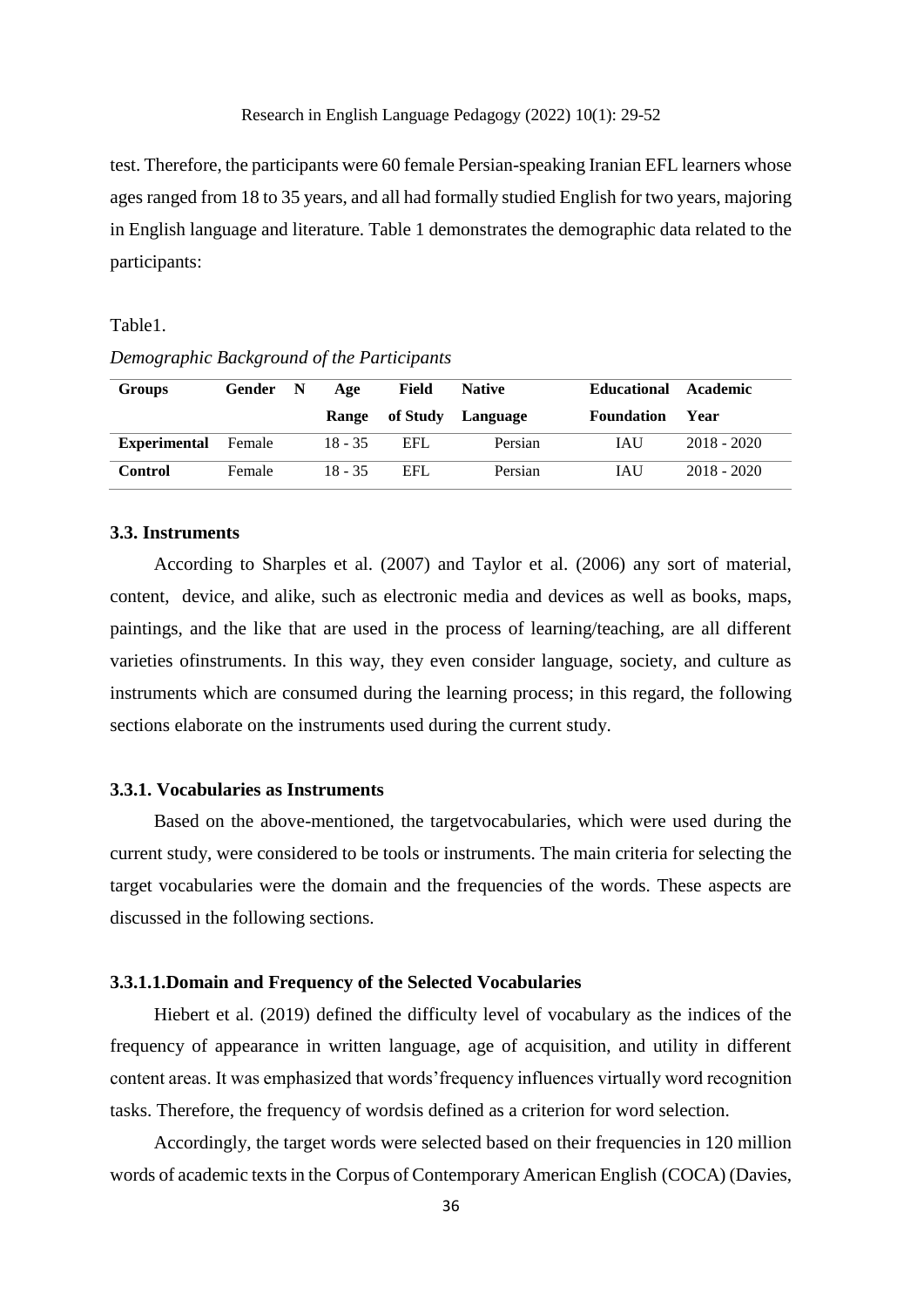test. Therefore, the participants were 60 female Persian-speaking Iranian EFL learners whose ages ranged from 18 to 35 years, and all had formally studied English for two years, majoring in English language and literature. Table 1 demonstrates the demographic data related to the participants:

Table1.

*Demographic Background of the Participants*

| Groups | Gender | N | Age Range | Field of Study | Native Language | Educational Foundation | Academic Year |
|---|---|---|---|---|---|---|---|
| **Experimental** | Female | | 18 - 35 | EFL | Persian | IAU | 2018 - 2020 |
| **Control** | Female | | 18 - 35 | EFL | Persian | IAU | 2018 - 2020 |

### 3.3. Instruments

According to Sharples et al. (2007) and Taylor et al. (2006) any sort of material, content, device, and alike, such as electronic media and devices as well as books, maps, paintings, and the like that are used in the process of learning/teaching, are all different varieties ofinstruments. In this way, they even consider language, society, and culture as instruments which are consumed during the learning process; in this regard, the following sections elaborate on the instruments used during the current study.

### 3.3.1. Vocabularies as Instruments

Based on the above-mentioned, the targetvocabularies, which were used during the current study, were considered to be tools or instruments. The main criteria for selecting the target vocabularies were the domain and the frequencies of the words. These aspects are discussed in the following sections.

#### 3.3.1.1.Domain and Frequency of the Selected Vocabularies

Hiebert et al. (2019) defined the difficulty level of vocabulary as the indices of the frequency of appearance in written language, age of acquisition, and utility in different content areas. It was emphasized that words'frequency influences virtually word recognition tasks. Therefore, the frequency of wordsis defined as a criterion for word selection.

Accordingly, the target words were selected based on their frequencies in 120 million words of academic texts in the Corpus of Contemporary American English (COCA) (Davies,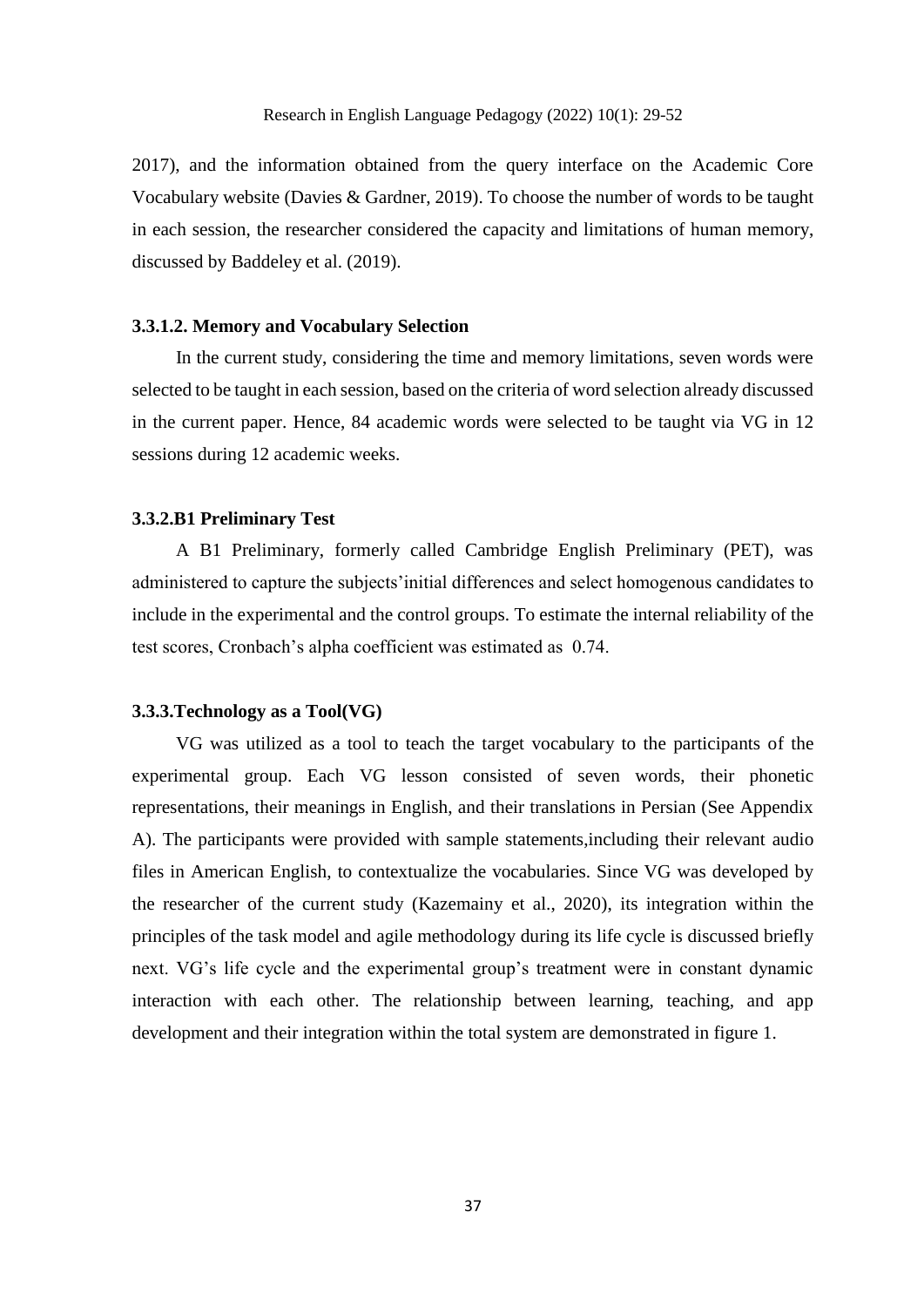2017), and the information obtained from the query interface on the Academic Core Vocabulary website (Davies & Gardner, 2019). To choose the number of words to be taught in each session, the researcher considered the capacity and limitations of human memory, discussed by Baddeley et al. (2019).

#### 3.3.1.2. Memory and Vocabulary Selection

In the current study, considering the time and memory limitations, seven words were selected to be taught in each session, based on the criteria of word selection already discussed in the current paper. Hence, 84 academic words were selected to be taught via VG in 12 sessions during 12 academic weeks.

### 3.3.2.B1 Preliminary Test

A B1 Preliminary, formerly called Cambridge English Preliminary (PET), was administered to capture the subjects'initial differences and select homogenous candidates to include in the experimental and the control groups. To estimate the internal reliability of the test scores, Cronbach's alpha coefficient was estimated as 0.74.

### 3.3.3.Technology as a Tool(VG)

VG was utilized as a tool to teach the target vocabulary to the participants of the experimental group. Each VG lesson consisted of seven words, their phonetic representations, their meanings in English, and their translations in Persian (See Appendix A). The participants were provided with sample statements,including their relevant audio files in American English, to contextualize the vocabularies. Since VG was developed by the researcher of the current study (Kazemainy et al., 2020), its integration within the principles of the task model and agile methodology during its life cycle is discussed briefly next. VG's life cycle and the experimental group's treatment were in constant dynamic interaction with each other. The relationship between learning, teaching, and app development and their integration within the total system are demonstrated in figure 1.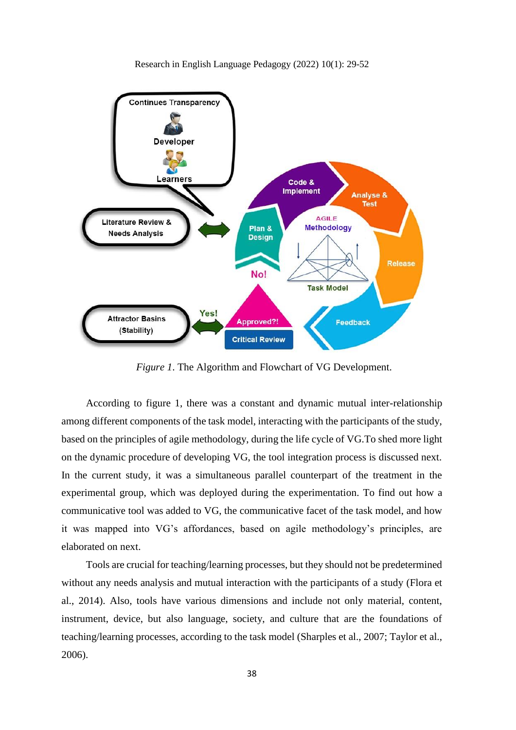*Figure 1*. The Algorithm and Flowchart of VG Development.

According to figure 1, there was a constant and dynamic mutual inter-relationship among different components of the task model, interacting with the participants of the study, based on the principles of agile methodology, during the life cycle of VG.To shed more light on the dynamic procedure of developing VG, the tool integration process is discussed next. In the current study, it was a simultaneous parallel counterpart of the treatment in the experimental group, which was deployed during the experimentation. To find out how a communicative tool was added to VG, the communicative facet of the task model, and how it was mapped into VG's affordances, based on agile methodology's principles, are elaborated on next.

Tools are crucial for teaching/learning processes, but they should not be predetermined without any needs analysis and mutual interaction with the participants of a study (Flora et al., 2014). Also, tools have various dimensions and include not only material, content, instrument, device, but also language, society, and culture that are the foundations of teaching/learning processes, according to the task model (Sharples et al., 2007; Taylor et al., 2006).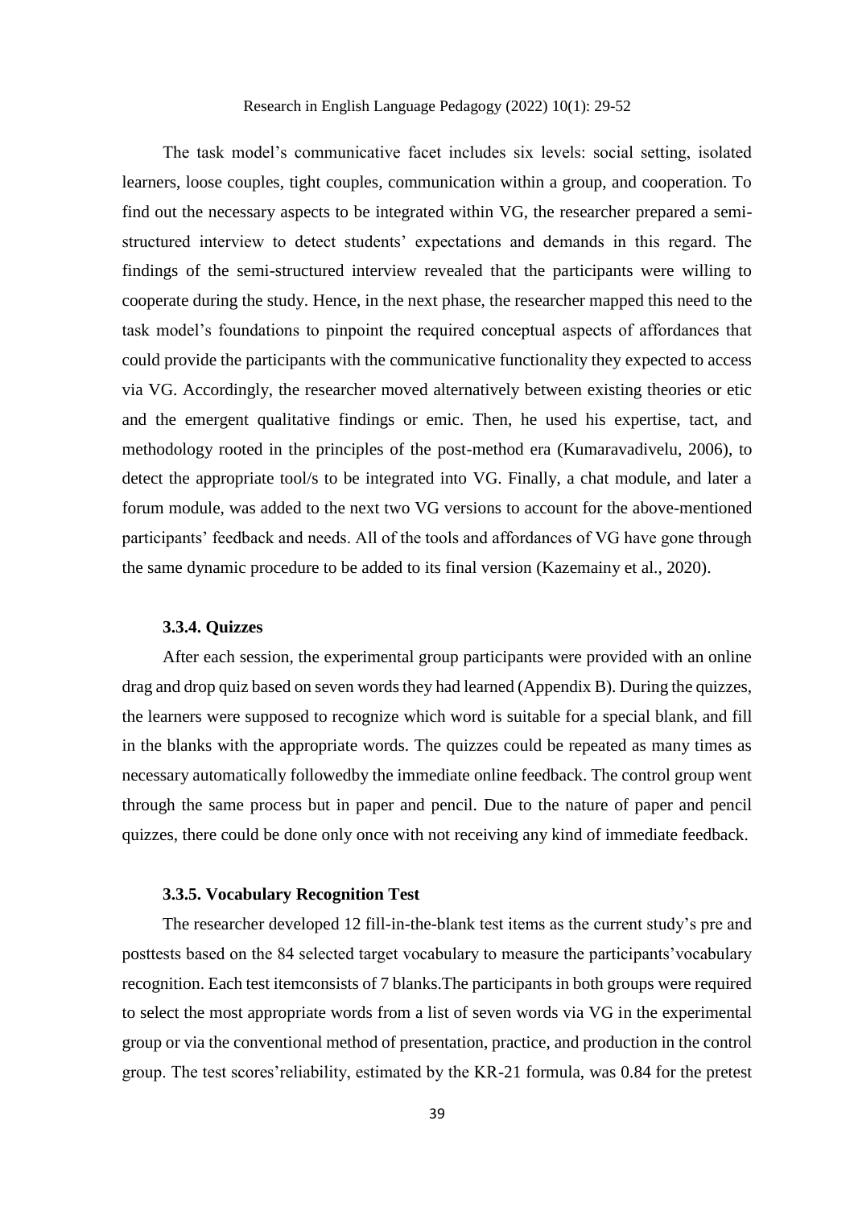The task model's communicative facet includes six levels: social setting, isolated learners, loose couples, tight couples, communication within a group, and cooperation. To find out the necessary aspects to be integrated within VG, the researcher prepared a semi-structured interview to detect students' expectations and demands in this regard. The findings of the semi-structured interview revealed that the participants were willing to cooperate during the study. Hence, in the next phase, the researcher mapped this need to the task model's foundations to pinpoint the required conceptual aspects of affordances that could provide the participants with the communicative functionality they expected to access via VG. Accordingly, the researcher moved alternatively between existing theories or etic and the emergent qualitative findings or emic. Then, he used his expertise, tact, and methodology rooted in the principles of the post-method era (Kumaravadivelu, 2006), to detect the appropriate tool/s to be integrated into VG. Finally, a chat module, and later a forum module, was added to the next two VG versions to account for the above-mentioned participants' feedback and needs. All of the tools and affordances of VG have gone through the same dynamic procedure to be added to its final version (Kazemainy et al., 2020).

### 3.3.4. Quizzes

After each session, the experimental group participants were provided with an online drag and drop quiz based on seven words they had learned (Appendix B). During the quizzes, the learners were supposed to recognize which word is suitable for a special blank, and fill in the blanks with the appropriate words. The quizzes could be repeated as many times as necessary automatically followedby the immediate online feedback. The control group went through the same process but in paper and pencil. Due to the nature of paper and pencil quizzes, there could be done only once with not receiving any kind of immediate feedback.

### 3.3.5. Vocabulary Recognition Test

The researcher developed 12 fill-in-the-blank test items as the current study's pre and posttests based on the 84 selected target vocabulary to measure the participants'vocabulary recognition. Each test itemconsists of 7 blanks.The participants in both groups were required to select the most appropriate words from a list of seven words via VG in the experimental group or via the conventional method of presentation, practice, and production in the control group. The test scores'reliability, estimated by the KR-21 formula, was 0.84 for the pretest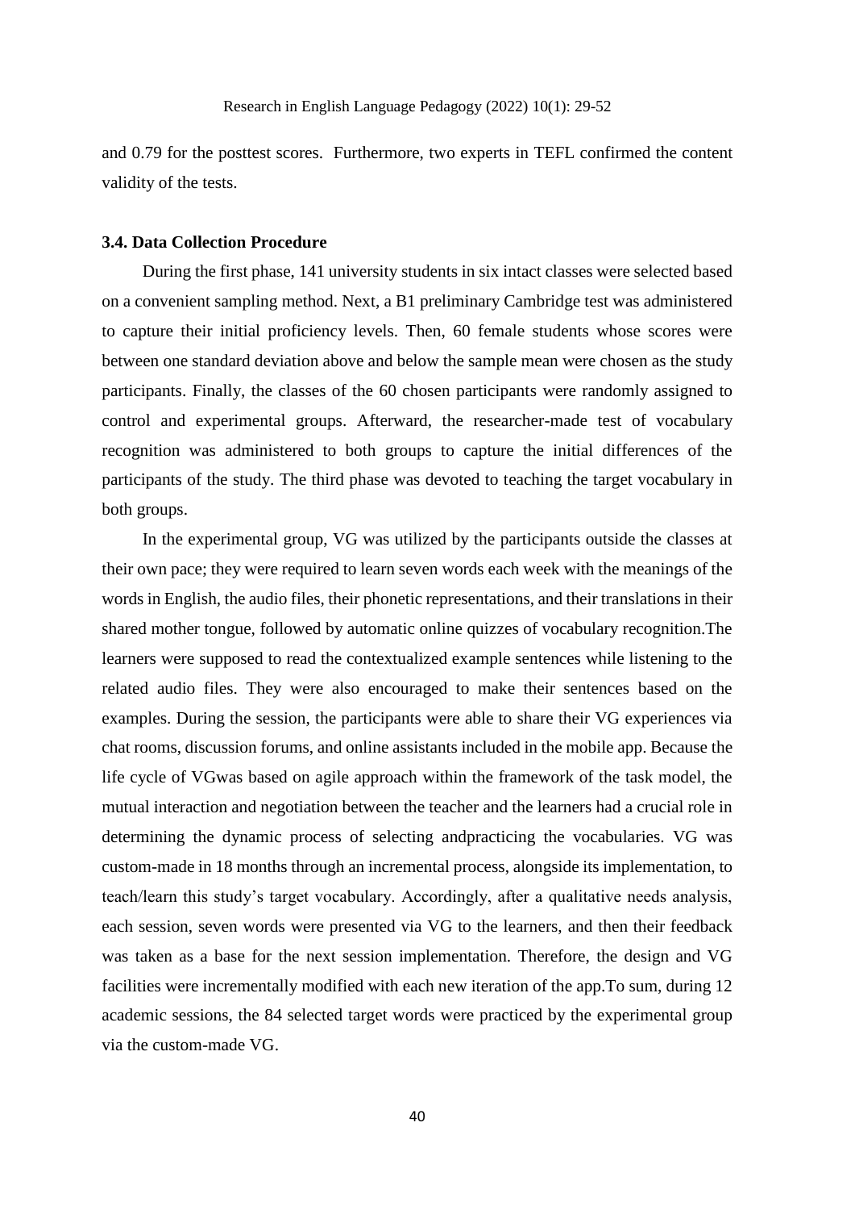and 0.79 for the posttest scores. Furthermore, two experts in TEFL confirmed the content validity of the tests.

### 3.4. Data Collection Procedure

During the first phase, 141 university students in six intact classes were selected based on a convenient sampling method. Next, a B1 preliminary Cambridge test was administered to capture their initial proficiency levels. Then, 60 female students whose scores were between one standard deviation above and below the sample mean were chosen as the study participants. Finally, the classes of the 60 chosen participants were randomly assigned to control and experimental groups. Afterward, the researcher-made test of vocabulary recognition was administered to both groups to capture the initial differences of the participants of the study. The third phase was devoted to teaching the target vocabulary in both groups.

In the experimental group, VG was utilized by the participants outside the classes at their own pace; they were required to learn seven words each week with the meanings of the words in English, the audio files, their phonetic representations, and their translations in their shared mother tongue, followed by automatic online quizzes of vocabulary recognition.The learners were supposed to read the contextualized example sentences while listening to the related audio files. They were also encouraged to make their sentences based on the examples. During the session, the participants were able to share their VG experiences via chat rooms, discussion forums, and online assistants included in the mobile app. Because the life cycle of VGwas based on agile approach within the framework of the task model, the mutual interaction and negotiation between the teacher and the learners had a crucial role in determining the dynamic process of selecting andpracticing the vocabularies. VG was custom-made in 18 months through an incremental process, alongside its implementation, to teach/learn this study's target vocabulary. Accordingly, after a qualitative needs analysis, each session, seven words were presented via VG to the learners, and then their feedback was taken as a base for the next session implementation. Therefore, the design and VG facilities were incrementally modified with each new iteration of the app.To sum, during 12 academic sessions, the 84 selected target words were practiced by the experimental group via the custom-made VG.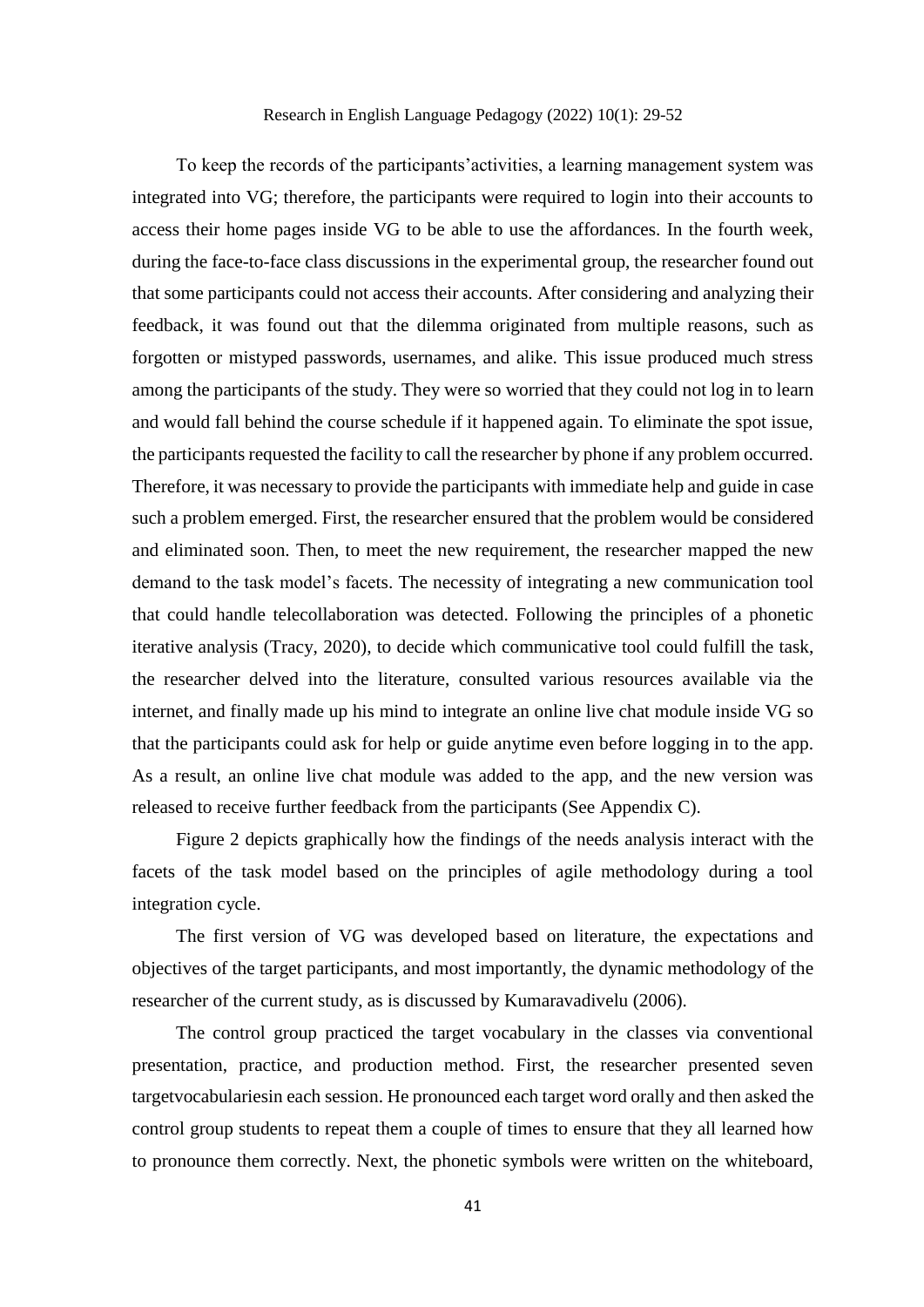To keep the records of the participants'activities, a learning management system was integrated into VG; therefore, the participants were required to login into their accounts to access their home pages inside VG to be able to use the affordances. In the fourth week, during the face-to-face class discussions in the experimental group, the researcher found out that some participants could not access their accounts. After considering and analyzing their feedback, it was found out that the dilemma originated from multiple reasons, such as forgotten or mistyped passwords, usernames, and alike. This issue produced much stress among the participants of the study. They were so worried that they could not log in to learn and would fall behind the course schedule if it happened again. To eliminate the spot issue, the participants requested the facility to call the researcher by phone if any problem occurred. Therefore, it was necessary to provide the participants with immediate help and guide in case such a problem emerged. First, the researcher ensured that the problem would be considered and eliminated soon. Then, to meet the new requirement, the researcher mapped the new demand to the task model's facets. The necessity of integrating a new communication tool that could handle telecollaboration was detected. Following the principles of a phonetic iterative analysis (Tracy, 2020), to decide which communicative tool could fulfill the task, the researcher delved into the literature, consulted various resources available via the internet, and finally made up his mind to integrate an online live chat module inside VG so that the participants could ask for help or guide anytime even before logging in to the app. As a result, an online live chat module was added to the app, and the new version was released to receive further feedback from the participants (See Appendix C).

Figure 2 depicts graphically how the findings of the needs analysis interact with the facets of the task model based on the principles of agile methodology during a tool integration cycle.

The first version of VG was developed based on literature, the expectations and objectives of the target participants, and most importantly, the dynamic methodology of the researcher of the current study, as is discussed by Kumaravadivelu (2006).

The control group practiced the target vocabulary in the classes via conventional presentation, practice, and production method. First, the researcher presented seven targetvocabulariesin each session. He pronounced each target word orally and then asked the control group students to repeat them a couple of times to ensure that they all learned how to pronounce them correctly. Next, the phonetic symbols were written on the whiteboard,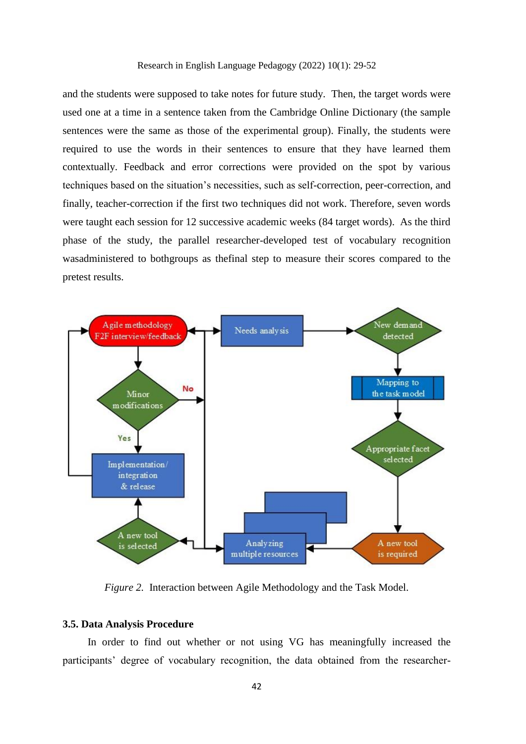and the students were supposed to take notes for future study. Then, the target words were used one at a time in a sentence taken from the Cambridge Online Dictionary (the sample sentences were the same as those of the experimental group). Finally, the students were required to use the words in their sentences to ensure that they have learned them contextually. Feedback and error corrections were provided on the spot by various techniques based on the situation's necessities, such as self-correction, peer-correction, and finally, teacher-correction if the first two techniques did not work. Therefore, seven words were taught each session for 12 successive academic weeks (84 target words). As the third phase of the study, the parallel researcher-developed test of vocabulary recognition wasadministered to bothgroups as thefinal step to measure their scores compared to the pretest results.

*Figure 2.* Interaction between Agile Methodology and the Task Model.

### 3.5. Data Analysis Procedure

In order to find out whether or not using VG has meaningfully increased the participants' degree of vocabulary recognition, the data obtained from the researcher-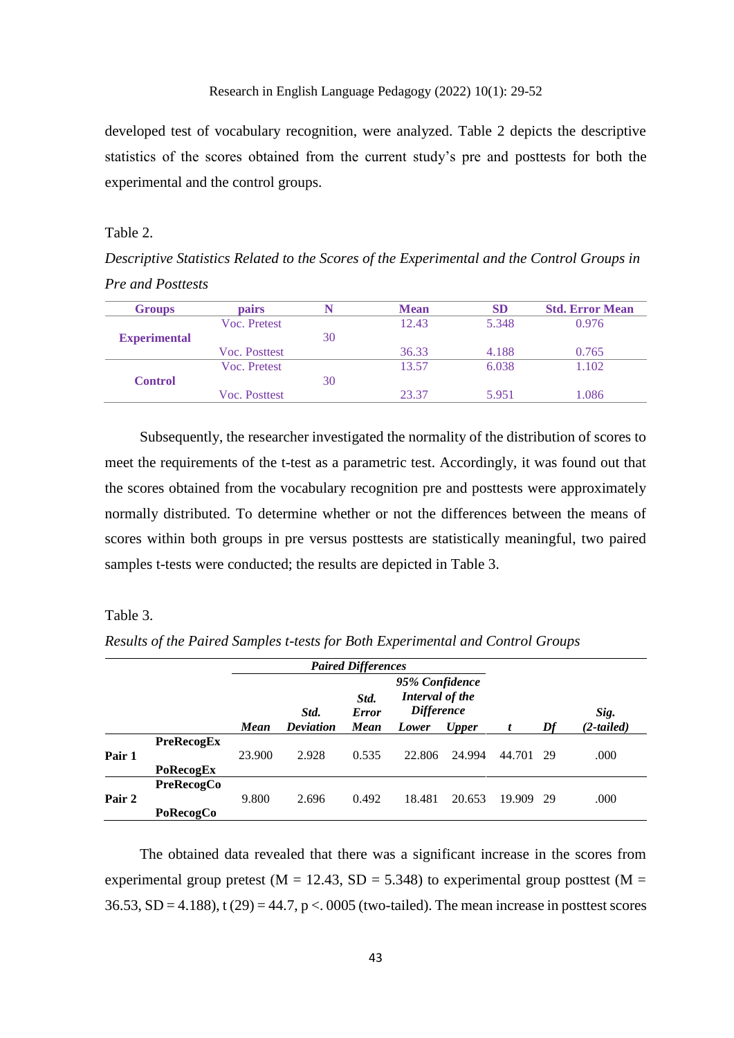developed test of vocabulary recognition, were analyzed. Table 2 depicts the descriptive statistics of the scores obtained from the current study's pre and posttests for both the experimental and the control groups.

Table 2.

*Descriptive Statistics Related to the Scores of the Experimental and the Control Groups in Pre and Posttests*

| Groups | pairs | N | Mean | SD | Std. Error Mean |
|---|---|---|---|---|---|
| Experimental | Voc. Pretest | 30 | 12.43 | 5.348 | 0.976 |
| | Voc. Posttest | | 36.33 | 4.188 | 0.765 |
| Control | Voc. Pretest | 30 | 13.57 | 6.038 | 1.102 |
| | Voc. Posttest | | 23.37 | 5.951 | 1.086 |

Subsequently, the researcher investigated the normality of the distribution of scores to meet the requirements of the t-test as a parametric test. Accordingly, it was found out that the scores obtained from the vocabulary recognition pre and posttests were approximately normally distributed. To determine whether or not the differences between the means of scores within both groups in pre versus posttests are statistically meaningful, two paired samples t-tests were conducted; the results are depicted in Table 3.

Table 3.

*Results of the Paired Samples t-tests for Both Experimental and Control Groups*

| | | *Paired Differences* | | | | | | | |
|---|---|---|---|---|---|---|---|---|---|
| | | | | | *95% Confidence Interval of the Difference* | | | | |
| | | *Mean* | *Std. Deviation* | *Std. Error Mean* | *Lower* | *Upper* | *t* | *Df* | *Sig. (2-tailed)* |
| **Pair 1** | **PreRecogEx** **PoRecogEx** | 23.900 | 2.928 | 0.535 | 22.806 | 24.994 | 44.701 | 29 | .000 |
| **Pair 2** | **PreRecogCo** **PoRecogCo** | 9.800 | 2.696 | 0.492 | 18.481 | 20.653 | 19.909 | 29 | .000 |

The obtained data revealed that there was a significant increase in the scores from experimental group pretest (M = 12.43, SD = 5.348) to experimental group posttest (M = 36.53, SD = 4.188), t (29) = 44.7, p <. 0005 (two-tailed). The mean increase in posttest scores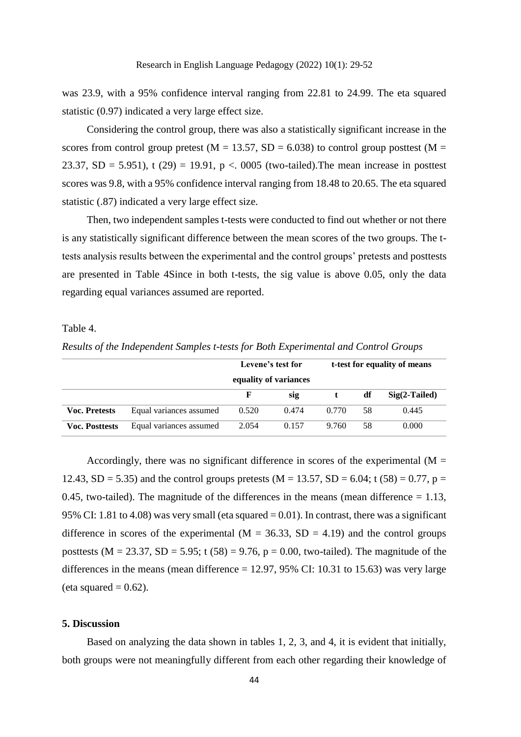was 23.9, with a 95% confidence interval ranging from 22.81 to 24.99. The eta squared statistic (0.97) indicated a very large effect size.

Considering the control group, there was also a statistically significant increase in the scores from control group pretest (M = 13.57, SD = 6.038) to control group posttest (M = 23.37, SD = 5.951), t (29) = 19.91, p <. 0005 (two-tailed).The mean increase in posttest scores was 9.8, with a 95% confidence interval ranging from 18.48 to 20.65. The eta squared statistic (.87) indicated a very large effect size.

Then, two independent samples t-tests were conducted to find out whether or not there is any statistically significant difference between the mean scores of the two groups. The t-tests analysis results between the experimental and the control groups' pretests and posttests are presented in Table 4Since in both t-tests, the sig value is above 0.05, only the data regarding equal variances assumed are reported.

Table 4.

*Results of the Independent Samples t-tests for Both Experimental and Control Groups*

| | | Levene's test for equality of variances | | t-test for equality of means | | |
|---|---|---|---|---|---|---|
| | | **F** | **sig** | **t** | **df** | **Sig(2-Tailed)** |
| **Voc. Pretests** | Equal variances assumed | 0.520 | 0.474 | 0.770 | 58 | 0.445 |
| **Voc. Posttests** | Equal variances assumed | 2.054 | 0.157 | 9.760 | 58 | 0.000 |

Accordingly, there was no significant difference in scores of the experimental (M = 12.43, SD = 5.35) and the control groups pretests (M = 13.57, SD = 6.04; t (58) = 0.77, p = 0.45, two-tailed). The magnitude of the differences in the means (mean difference = 1.13, 95% CI: 1.81 to 4.08) was very small (eta squared = 0.01). In contrast, there was a significant difference in scores of the experimental (M = 36.33, SD = 4.19) and the control groups posttests (M = 23.37, SD = 5.95; t (58) = 9.76, p = 0.00, two-tailed). The magnitude of the differences in the means (mean difference = 12.97, 95% CI: 10.31 to 15.63) was very large (eta squared = 0.62).

## 5. Discussion

Based on analyzing the data shown in tables 1, 2, 3, and 4, it is evident that initially, both groups were not meaningfully different from each other regarding their knowledge of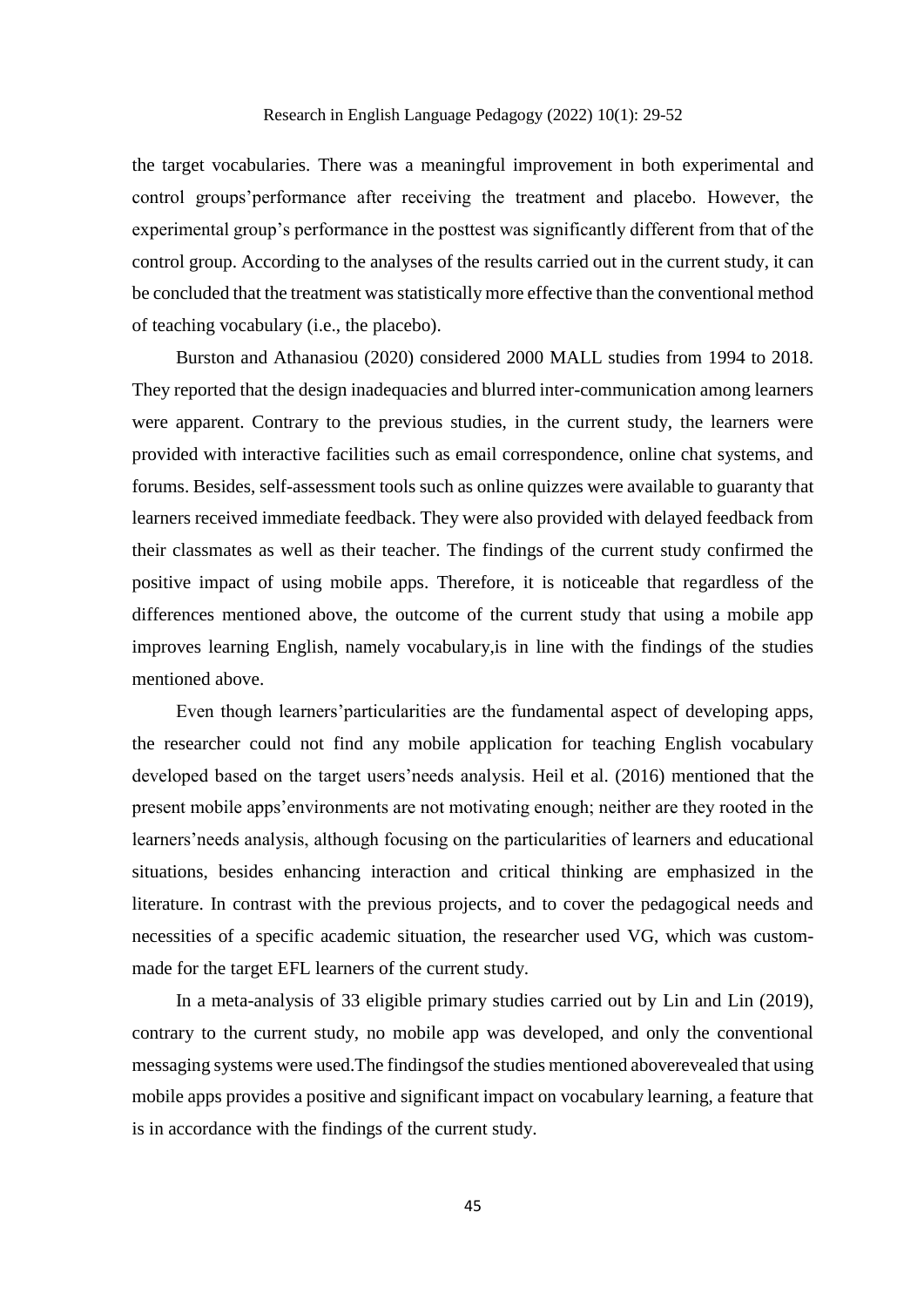the target vocabularies. There was a meaningful improvement in both experimental and control groups'performance after receiving the treatment and placebo. However, the experimental group's performance in the posttest was significantly different from that of the control group. According to the analyses of the results carried out in the current study, it can be concluded that the treatment was statistically more effective than the conventional method of teaching vocabulary (i.e., the placebo).

Burston and Athanasiou (2020) considered 2000 MALL studies from 1994 to 2018. They reported that the design inadequacies and blurred inter-communication among learners were apparent. Contrary to the previous studies, in the current study, the learners were provided with interactive facilities such as email correspondence, online chat systems, and forums. Besides, self-assessment tools such as online quizzes were available to guaranty that learners received immediate feedback. They were also provided with delayed feedback from their classmates as well as their teacher. The findings of the current study confirmed the positive impact of using mobile apps. Therefore, it is noticeable that regardless of the differences mentioned above, the outcome of the current study that using a mobile app improves learning English, namely vocabulary,is in line with the findings of the studies mentioned above.

Even though learners'particularities are the fundamental aspect of developing apps, the researcher could not find any mobile application for teaching English vocabulary developed based on the target users'needs analysis. Heil et al. (2016) mentioned that the present mobile apps'environments are not motivating enough; neither are they rooted in the learners'needs analysis, although focusing on the particularities of learners and educational situations, besides enhancing interaction and critical thinking are emphasized in the literature. In contrast with the previous projects, and to cover the pedagogical needs and necessities of a specific academic situation, the researcher used VG, which was custom-made for the target EFL learners of the current study.

In a meta-analysis of 33 eligible primary studies carried out by Lin and Lin (2019), contrary to the current study, no mobile app was developed, and only the conventional messaging systems were used.The findingsof the studies mentioned aboverevealed that using mobile apps provides a positive and significant impact on vocabulary learning, a feature that is in accordance with the findings of the current study.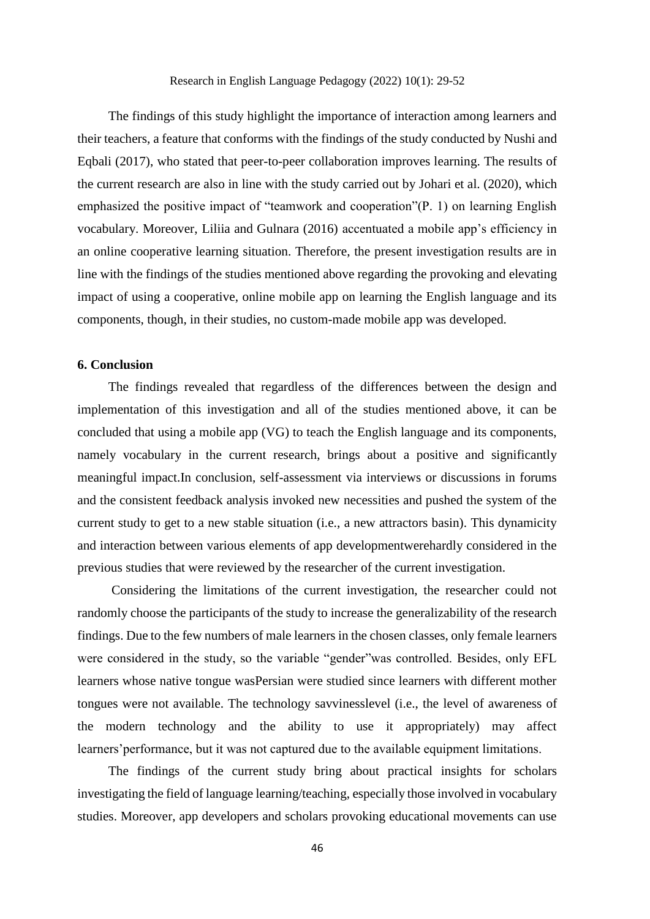The findings of this study highlight the importance of interaction among learners and their teachers, a feature that conforms with the findings of the study conducted by Nushi and Eqbali (2017), who stated that peer-to-peer collaboration improves learning. The results of the current research are also in line with the study carried out by Johari et al. (2020), which emphasized the positive impact of "teamwork and cooperation"(P. 1) on learning English vocabulary. Moreover, Liliia and Gulnara (2016) accentuated a mobile app's efficiency in an online cooperative learning situation. Therefore, the present investigation results are in line with the findings of the studies mentioned above regarding the provoking and elevating impact of using a cooperative, online mobile app on learning the English language and its components, though, in their studies, no custom-made mobile app was developed.

## 6. Conclusion

The findings revealed that regardless of the differences between the design and implementation of this investigation and all of the studies mentioned above, it can be concluded that using a mobile app (VG) to teach the English language and its components, namely vocabulary in the current research, brings about a positive and significantly meaningful impact.In conclusion, self-assessment via interviews or discussions in forums and the consistent feedback analysis invoked new necessities and pushed the system of the current study to get to a new stable situation (i.e., a new attractors basin). This dynamicity and interaction between various elements of app developmentwerehardly considered in the previous studies that were reviewed by the researcher of the current investigation.

Considering the limitations of the current investigation, the researcher could not randomly choose the participants of the study to increase the generalizability of the research findings. Due to the few numbers of male learners in the chosen classes, only female learners were considered in the study, so the variable "gender"was controlled. Besides, only EFL learners whose native tongue wasPersian were studied since learners with different mother tongues were not available. The technology savvinesslevel (i.e., the level of awareness of the modern technology and the ability to use it appropriately) may affect learners'performance, but it was not captured due to the available equipment limitations.

The findings of the current study bring about practical insights for scholars investigating the field of language learning/teaching, especially those involved in vocabulary studies. Moreover, app developers and scholars provoking educational movements can use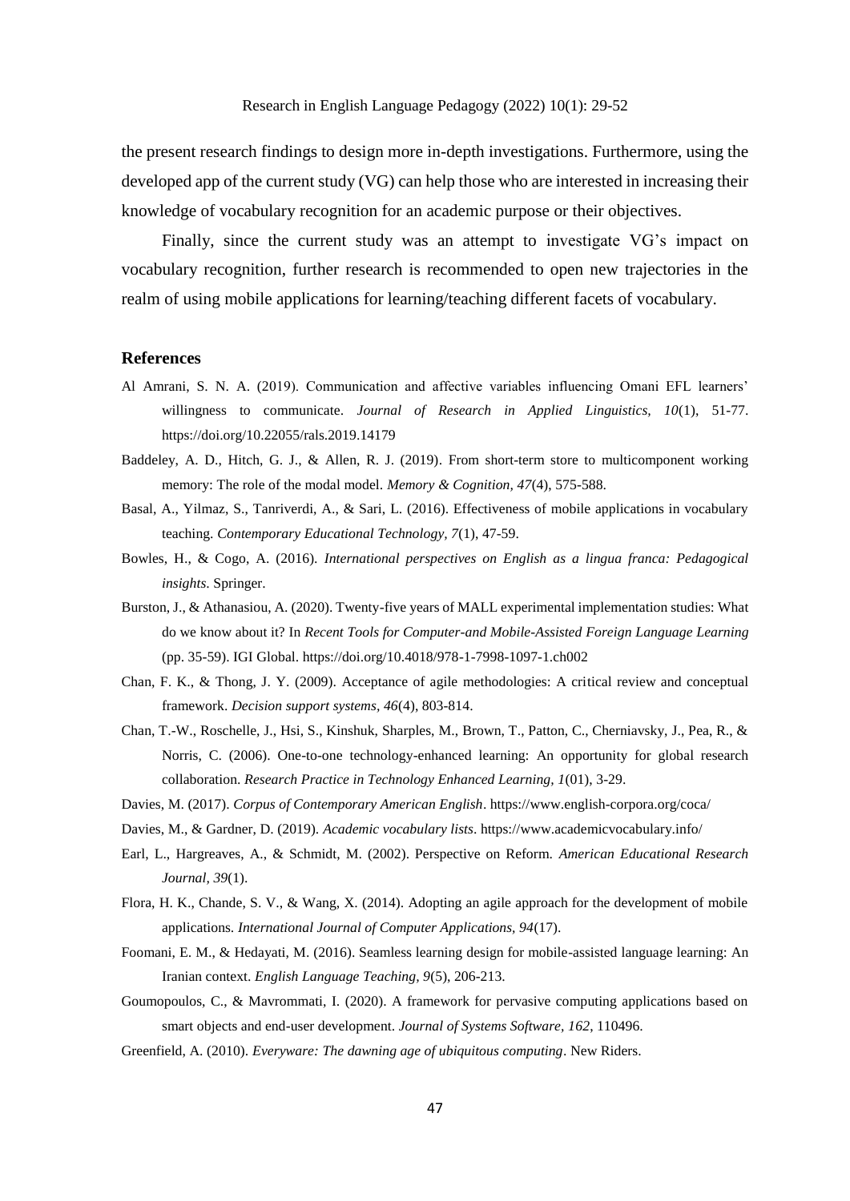the present research findings to design more in-depth investigations. Furthermore, using the developed app of the current study (VG) can help those who are interested in increasing their knowledge of vocabulary recognition for an academic purpose or their objectives.

Finally, since the current study was an attempt to investigate VG's impact on vocabulary recognition, further research is recommended to open new trajectories in the realm of using mobile applications for learning/teaching different facets of vocabulary.

## References

Al Amrani, S. N. A. (2019). Communication and affective variables influencing Omani EFL learners' willingness to communicate. *Journal of Research in Applied Linguistics, 10*(1), 51-77. https://doi.org/10.22055/rals.2019.14179

Baddeley, A. D., Hitch, G. J., & Allen, R. J. (2019). From short-term store to multicomponent working memory: The role of the modal model. *Memory & Cognition, 47*(4), 575-588.

Basal, A., Yilmaz, S., Tanriverdi, A., & Sari, L. (2016). Effectiveness of mobile applications in vocabulary teaching. *Contemporary Educational Technology, 7*(1), 47-59.

Bowles, H., & Cogo, A. (2016). *International perspectives on English as a lingua franca: Pedagogical insights*. Springer.

Burston, J., & Athanasiou, A. (2020). Twenty-five years of MALL experimental implementation studies: What do we know about it? In *Recent Tools for Computer-and Mobile-Assisted Foreign Language Learning* (pp. 35-59). IGI Global. https://doi.org/10.4018/978-1-7998-1097-1.ch002

Chan, F. K., & Thong, J. Y. (2009). Acceptance of agile methodologies: A critical review and conceptual framework. *Decision support systems, 46*(4), 803-814.

Chan, T.-W., Roschelle, J., Hsi, S., Kinshuk, Sharples, M., Brown, T., Patton, C., Cherniavsky, J., Pea, R., & Norris, C. (2006). One-to-one technology-enhanced learning: An opportunity for global research collaboration. *Research Practice in Technology Enhanced Learning, 1*(01), 3-29.

Davies, M. (2017). *Corpus of Contemporary American English*. https://www.english-corpora.org/coca/

Davies, M., & Gardner, D. (2019). *Academic vocabulary lists*. https://www.academicvocabulary.info/

Earl, L., Hargreaves, A., & Schmidt, M. (2002). Perspective on Reform. *American Educational Research Journal, 39*(1).

Flora, H. K., Chande, S. V., & Wang, X. (2014). Adopting an agile approach for the development of mobile applications. *International Journal of Computer Applications, 94*(17).

Foomani, E. M., & Hedayati, M. (2016). Seamless learning design for mobile-assisted language learning: An Iranian context. *English Language Teaching, 9*(5), 206-213.

Goumopoulos, C., & Mavrommati, I. (2020). A framework for pervasive computing applications based on smart objects and end-user development. *Journal of Systems Software, 162*, 110496.

Greenfield, A. (2010). *Everyware: The dawning age of ubiquitous computing*. New Riders.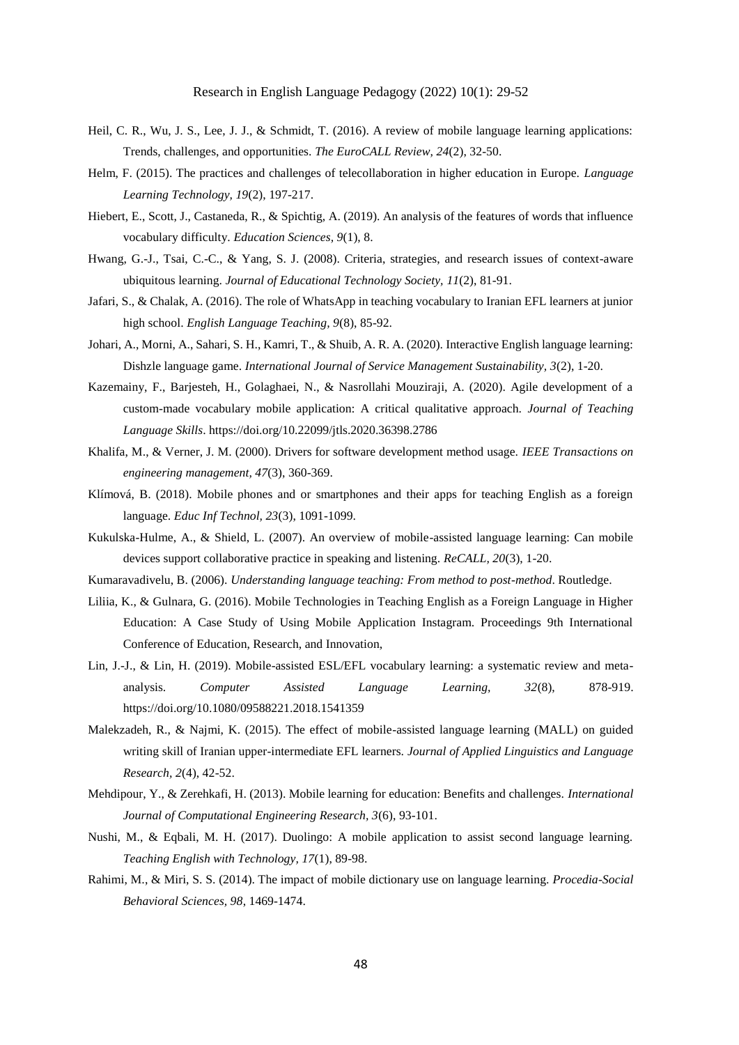Heil, C. R., Wu, J. S., Lee, J. J., & Schmidt, T. (2016). A review of mobile language learning applications: Trends, challenges, and opportunities. *The EuroCALL Review, 24*(2), 32-50.

Helm, F. (2015). The practices and challenges of telecollaboration in higher education in Europe. *Language Learning Technology, 19*(2), 197-217.

Hiebert, E., Scott, J., Castaneda, R., & Spichtig, A. (2019). An analysis of the features of words that influence vocabulary difficulty. *Education Sciences, 9*(1), 8.

Hwang, G.-J., Tsai, C.-C., & Yang, S. J. (2008). Criteria, strategies, and research issues of context-aware ubiquitous learning. *Journal of Educational Technology Society, 11*(2), 81-91.

Jafari, S., & Chalak, A. (2016). The role of WhatsApp in teaching vocabulary to Iranian EFL learners at junior high school. *English Language Teaching, 9*(8), 85-92.

Johari, A., Morni, A., Sahari, S. H., Kamri, T., & Shuib, A. R. A. (2020). Interactive English language learning: Dishzle language game. *International Journal of Service Management Sustainability, 3*(2), 1-20.

Kazemainy, F., Barjesteh, H., Golaghaei, N., & Nasrollahi Mouziraji, A. (2020). Agile development of a custom-made vocabulary mobile application: A critical qualitative approach. *Journal of Teaching Language Skills*. https://doi.org/10.22099/jtls.2020.36398.2786

Khalifa, M., & Verner, J. M. (2000). Drivers for software development method usage. *IEEE Transactions on engineering management, 47*(3), 360-369.

Klímová, B. (2018). Mobile phones and or smartphones and their apps for teaching English as a foreign language. *Educ Inf Technol, 23*(3), 1091-1099.

Kukulska-Hulme, A., & Shield, L. (2007). An overview of mobile-assisted language learning: Can mobile devices support collaborative practice in speaking and listening. *ReCALL, 20*(3), 1-20.

Kumaravadivelu, B. (2006). *Understanding language teaching: From method to post-method*. Routledge.

Liliia, K., & Gulnara, G. (2016). Mobile Technologies in Teaching English as a Foreign Language in Higher Education: A Case Study of Using Mobile Application Instagram. Proceedings 9th International Conference of Education, Research, and Innovation,

Lin, J.-J., & Lin, H. (2019). Mobile-assisted ESL/EFL vocabulary learning: a systematic review and meta-analysis. *Computer Assisted Language Learning, 32*(8), 878-919. https://doi.org/10.1080/09588221.2018.1541359

Malekzadeh, R., & Najmi, K. (2015). The effect of mobile-assisted language learning (MALL) on guided writing skill of Iranian upper-intermediate EFL learners. *Journal of Applied Linguistics and Language Research, 2*(4), 42-52.

Mehdipour, Y., & Zerehkafi, H. (2013). Mobile learning for education: Benefits and challenges. *International Journal of Computational Engineering Research, 3*(6), 93-101.

Nushi, M., & Eqbali, M. H. (2017). Duolingo: A mobile application to assist second language learning. *Teaching English with Technology, 17*(1), 89-98.

Rahimi, M., & Miri, S. S. (2014). The impact of mobile dictionary use on language learning. *Procedia-Social Behavioral Sciences, 98*, 1469-1474.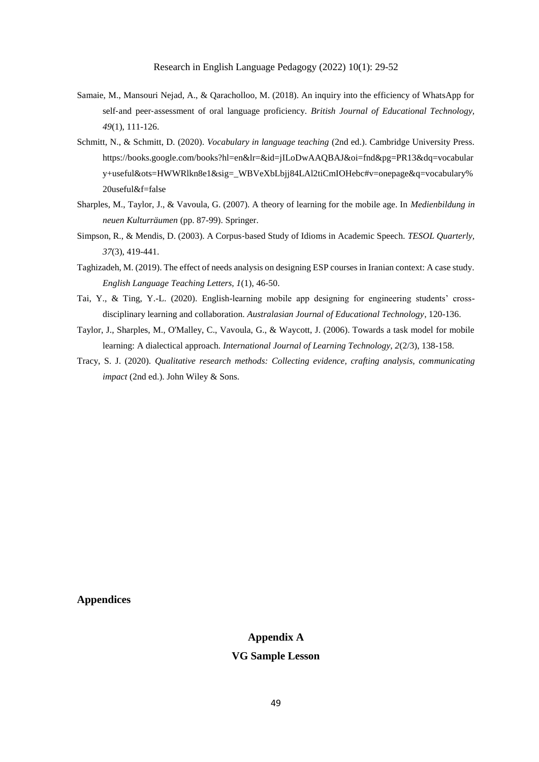Samaie, M., Mansouri Nejad, A., & Qaracholloo, M. (2018). An inquiry into the efficiency of WhatsApp for self-and peer-assessment of oral language proficiency. *British Journal of Educational Technology, 49*(1), 111-126.

Schmitt, N., & Schmitt, D. (2020). *Vocabulary in language teaching* (2nd ed.). Cambridge University Press. https://books.google.com/books?hl=en&lr=&id=jILoDwAAQBAJ&oi=fnd&pg=PR13&dq=vocabulary+useful&ots=HWWRlkn8e1&sig=_WBVeXbLbjj84LAl2tiCmIOHebc#v=onepage&q=vocabulary%20useful&f=false

Sharples, M., Taylor, J., & Vavoula, G. (2007). A theory of learning for the mobile age. In *Medienbildung in neuen Kulturräumen* (pp. 87-99). Springer.

Simpson, R., & Mendis, D. (2003). A Corpus-based Study of Idioms in Academic Speech. *TESOL Quarterly, 37*(3), 419-441.

Taghizadeh, M. (2019). The effect of needs analysis on designing ESP courses in Iranian context: A case study. *English Language Teaching Letters, 1*(1), 46-50.

Tai, Y., & Ting, Y.-L. (2020). English-learning mobile app designing for engineering students' cross-disciplinary learning and collaboration. *Australasian Journal of Educational Technology*, 120-136.

Taylor, J., Sharples, M., O'Malley, C., Vavoula, G., & Waycott, J. (2006). Towards a task model for mobile learning: A dialectical approach. *International Journal of Learning Technology, 2*(2/3), 138-158.

Tracy, S. J. (2020). *Qualitative research methods: Collecting evidence, crafting analysis, communicating impact* (2nd ed.). John Wiley & Sons.

## Appendices

### Appendix A

### VG Sample Lesson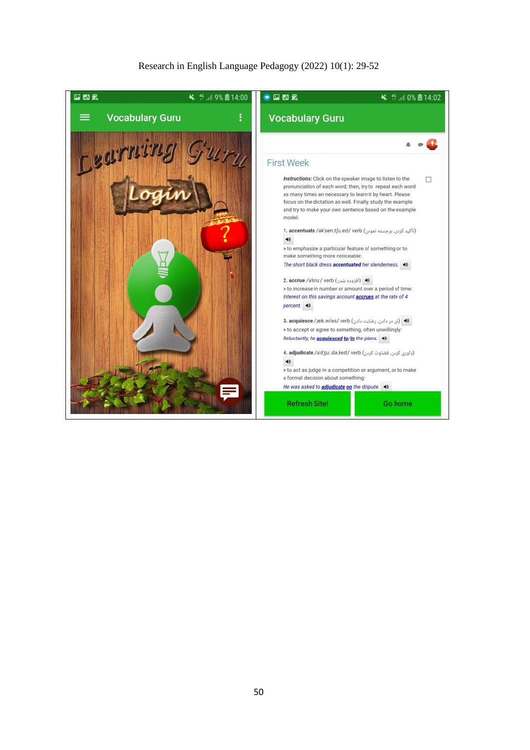| Vocabulary Guru | Vocabulary Guru |
| --- | --- |
| Learning Guru | First Week |
| Login | *Instructions:* Click on the speaker image to listen to the pronunciation of each word; then, try to repeat each word as many times an necessary to learn it by heart. Please focus on the dictation as well. Finally, study the example and try to make your own sentence based on the example model. |
| | 1. **accentuate** /ək'sen.tʃu.eɪt/ verb (تأکید کردن، برجسته نمودن) |
| | > to emphasize a particular feature of something or to make something more noticeable: |
| | *The short black dress **accentuated** her slenderness.* |
| | 2. **accrue** /ə'kruː/ verb (افزوده شدن) |
| | > to increase in number or amount over a period of time: |
| | *Interest on this savings account **accrues** at the rate of 4 percent.* |
| | 3. **acquiesce** /æk.wi'es/ verb (تن در دادن، رضایت دادن) |
| | > to accept or agree to something, often unwillingly: |
| | *Reluctantly, he **acquiesced** **to/in** the plans.* |
| | 4. **adjudicate** /ə'dʒuː.də.keɪt/ verb (داوری کردن، قضاوت کردن) |
| | > to act as judge in a competition or argument, or to make a formal decision about something: |
| | *He was asked to **adjudicate** **on** the dispute.* |
| | Refresh Site! / Go home |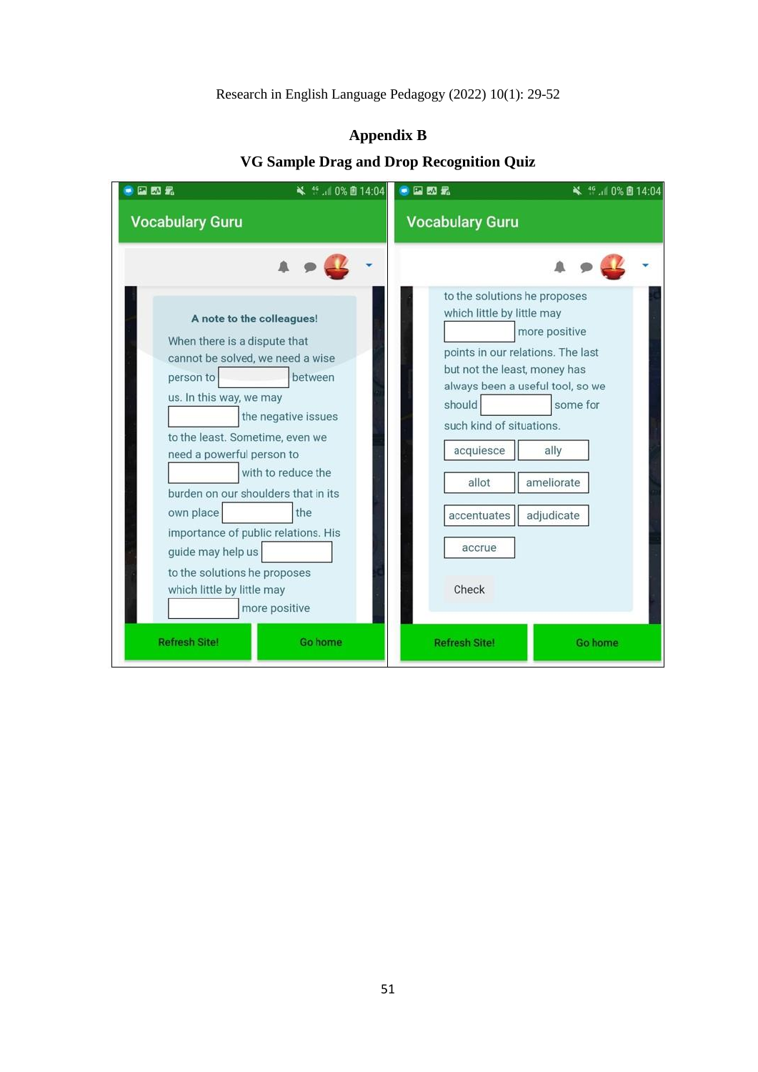## Appendix B

### VG Sample Drag and Drop Recognition Quiz

Vocabulary Guru

**A note to the colleagues!**

When there is a dispute that cannot be solved, we need a wise person to [ ] between us. In this way, we may [ ] the negative issues to the least. Sometime, even we need a powerful person to [ ] with to reduce the burden on our shoulders that in its own place [ ] the importance of public relations. His guide may help us [ ] to the solutions he proposes which little by little may [ ] more positive points in our relations. The last but not the least, money has always been a useful tool, so we should [ ] some for such kind of situations.

| acquiesce | ally |
|---|---|
| allot | ameliorate |
| accentuates | adjudicate |
| accrue | |

Check

Refresh Site! | Go home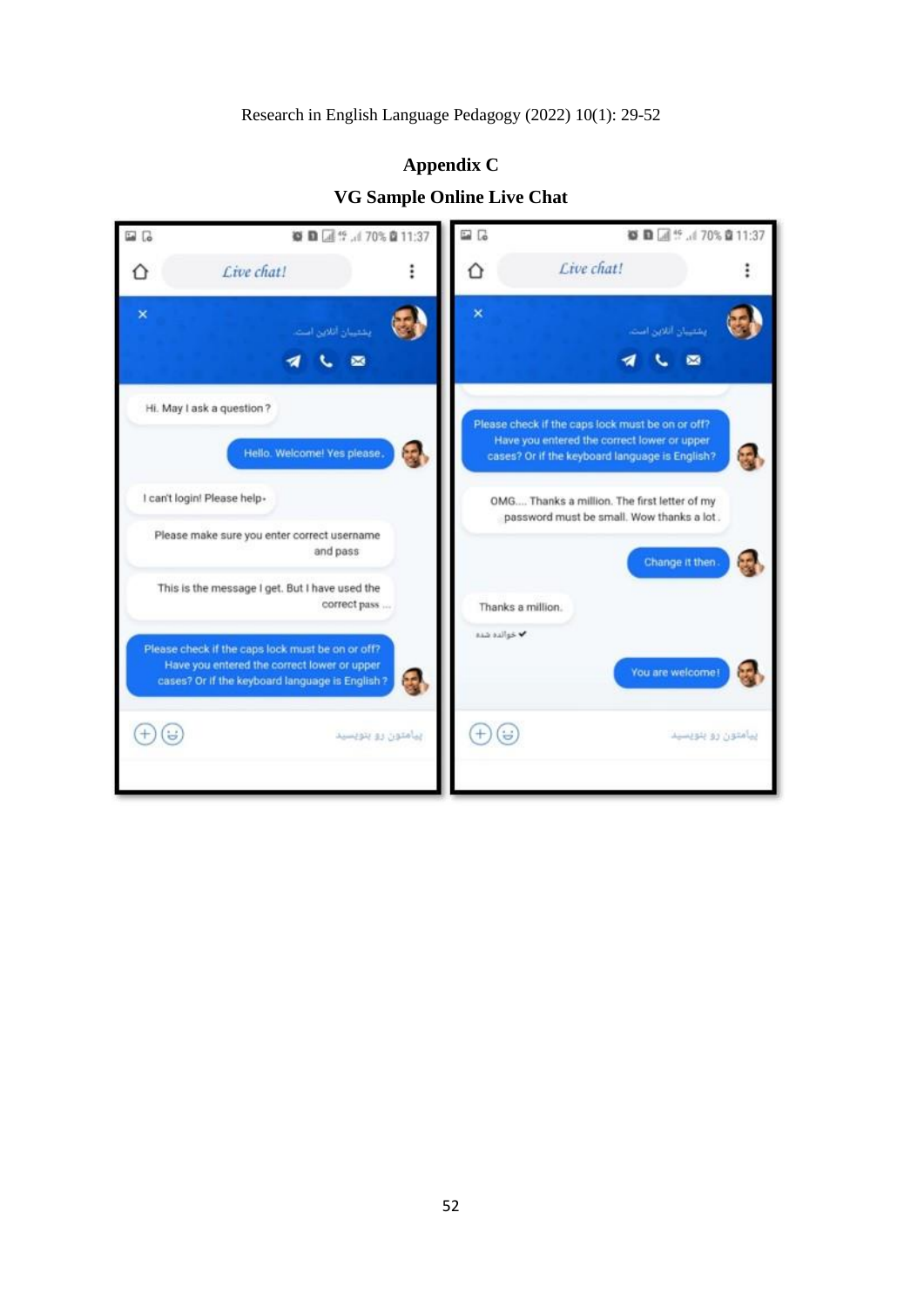## Appendix C

## VG Sample Online Live Chat

Live chat!

پشتیبان آنلاین است.

Hi. May I ask a question?

Hello. Welcome! Yes please.

I can't login! Please help.

Please make sure you enter correct username and pass

This is the message I get. But I have used the correct pass ...

Please check if the caps lock must be on or off? Have you entered the correct lower or upper cases? Or if the keyboard language is English?

پیامتون رو بنویسید

Live chat!

پشتیبان آنلاین است.

Please check if the caps lock must be on or off? Have you entered the correct lower or upper cases? Or if the keyboard language is English?

OMG.... Thanks a million. The first letter of my password must be small. Wow thanks a lot.

Change it then.

Thanks a million.

خوانده شده ✔

You are welcome!

پیامتون رو بنویسید